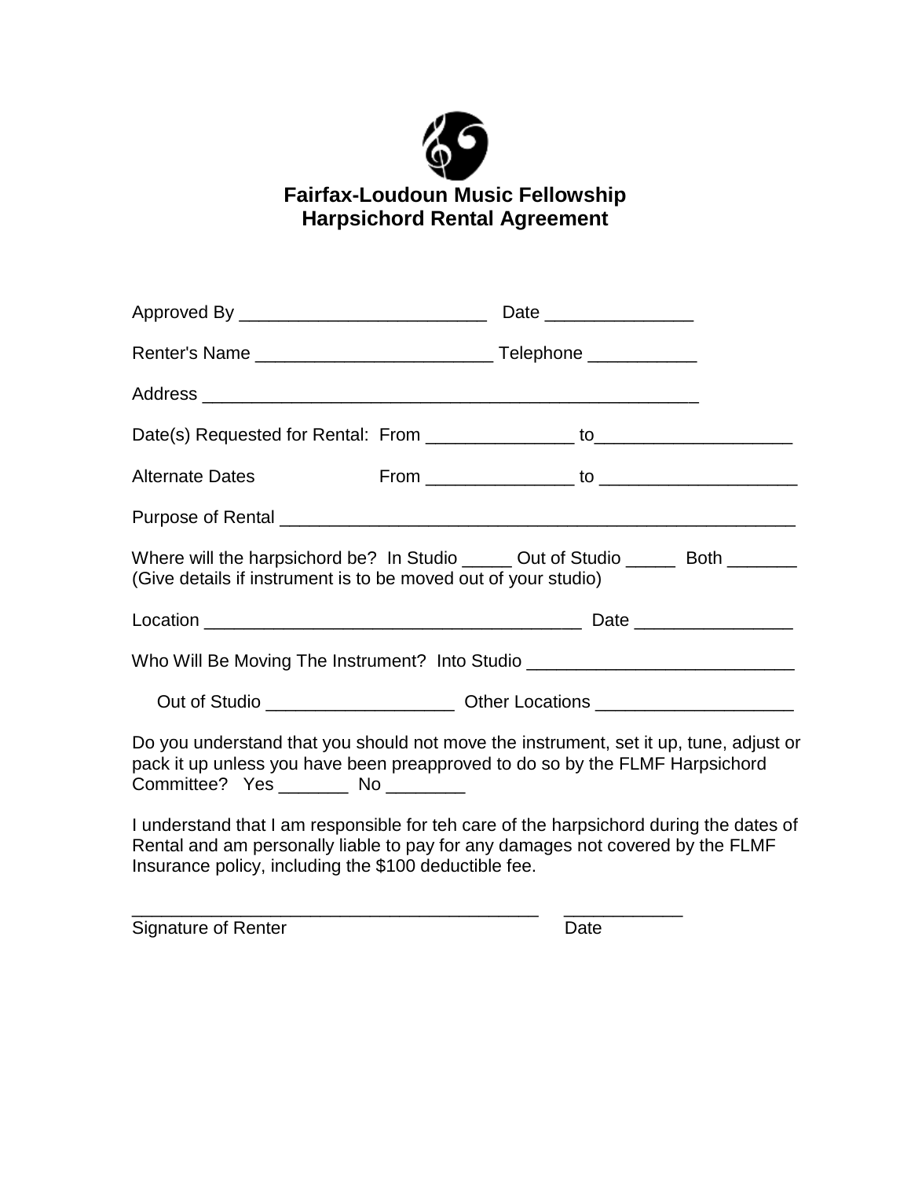# Fairfax-Loudoun Music Fellowship
# Harpsichord Rental Agreement

Approved By _________________________ Date _______________

Renter's Name ________________________ Telephone ___________

Address ___________________________________________________

Date(s) Requested for Rental: From _______________ to____________________

Alternate Dates From _______________ to ____________________

Purpose of Rental ______________________________________________________

Where will the harpsichord be? In Studio _____ Out of Studio _____ Both _______
(Give details if instrument is to be moved out of your studio)

Location ______________________________________ Date ________________

Who Will Be Moving The Instrument? Into Studio ___________________________

Out of Studio ___________________ Other Locations ____________________

Do you understand that you should not move the instrument, set it up, tune, adjust or pack it up unless you have been preapproved to do so by the FLMF Harpsichord Committee? Yes _______ No ________

I understand that I am responsible for teh care of the harpsichord during the dates of Rental and am personally liable to pay for any damages not covered by the FLMF Insurance policy, including the $100 deductible fee.

__________________________________________ ____________
Signature of Renter Date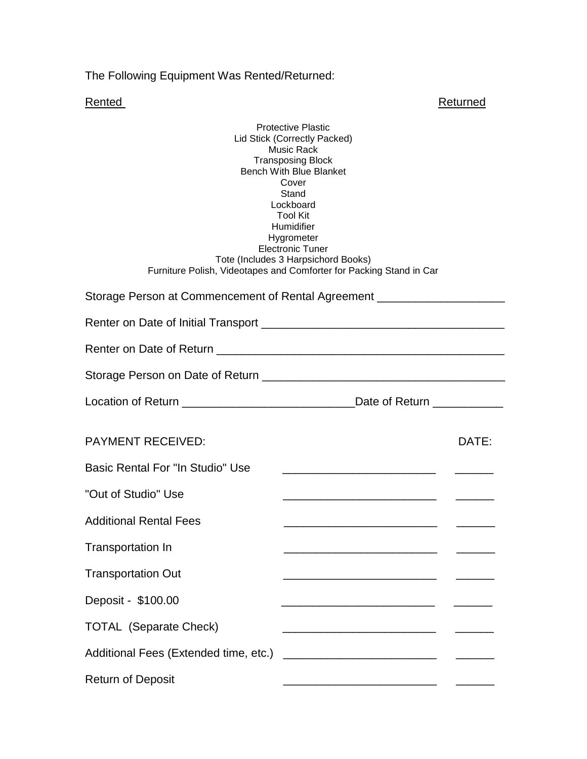The Following Equipment Was Rented/Returned:

<u>Rented</u> <u>Returned</u>

Protective Plastic
Lid Stick (Correctly Packed)
Music Rack
Transposing Block
Bench With Blue Blanket
Cover
Stand
Lockboard
Tool Kit
Humidifier
Hygrometer
Electronic Tuner
Tote (Includes 3 Harpsichord Books)
Furniture Polish, Videotapes and Comforter for Packing Stand in Car

Storage Person at Commencement of Rental Agreement ____________________

Renter on Date of Initial Transport ______________________________________

Renter on Date of Return ______________________________________________

Storage Person on Date of Return ______________________________________

Location of Return ___________________________Date of Return ___________

| PAYMENT RECEIVED: | | DATE: |
|---|---|---|
| Basic Rental For "In Studio" Use | ________________________ | ______ |
| "Out of Studio" Use | ________________________ | ______ |
| Additional Rental Fees | ________________________ | ______ |
| Transportation In | ________________________ | ______ |
| Transportation Out | ________________________ | ______ |
| Deposit - $100.00 | ________________________ | ______ |
| TOTAL (Separate Check) | ________________________ | ______ |
| Additional Fees (Extended time, etc.) | ________________________ | ______ |
| Return of Deposit | ________________________ | ______ |